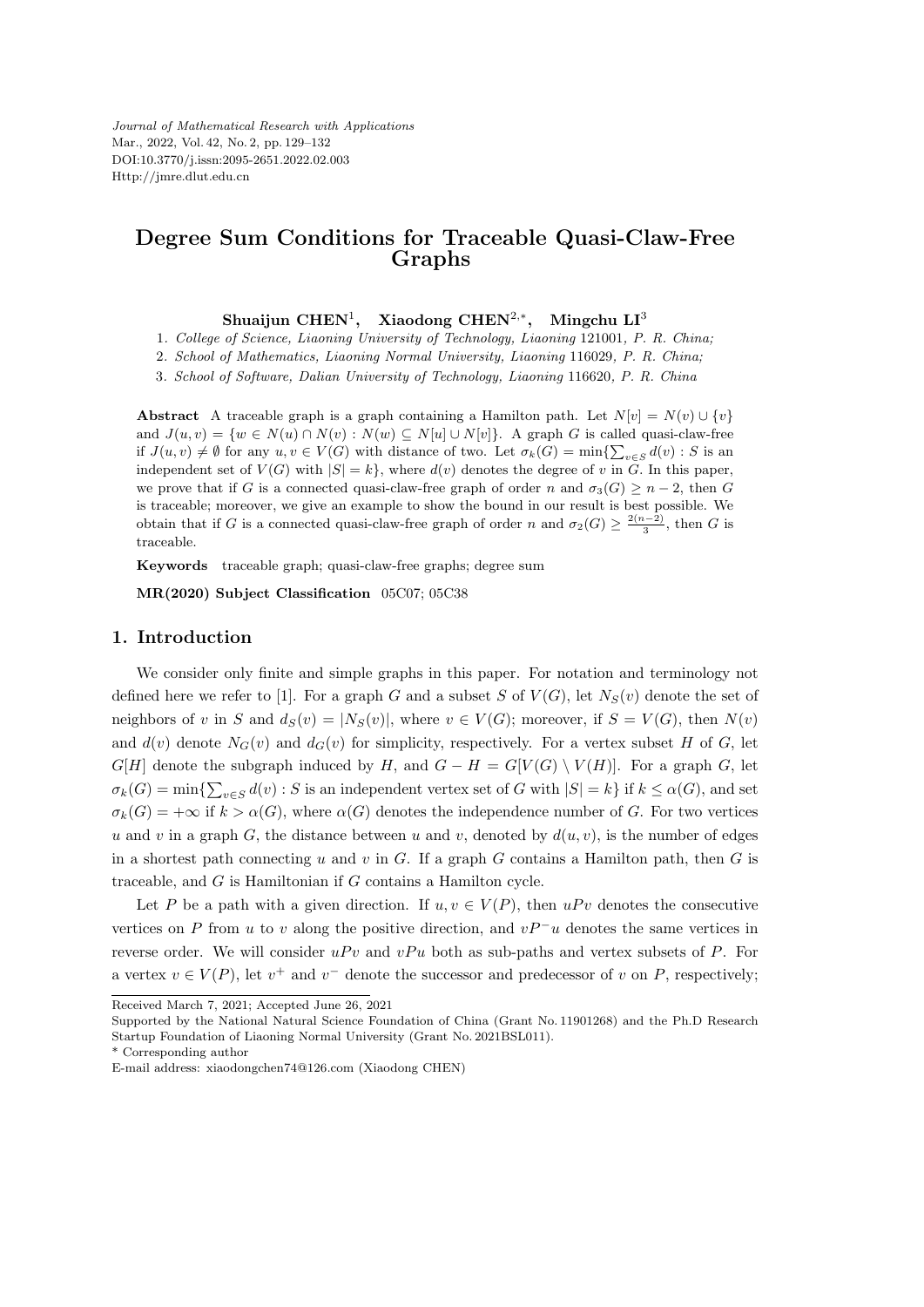# Degree Sum Conditions for Traceable Quasi-Claw-Free Graphs

**Shuaijun CHEN**[1], **Xiaodong CHEN**[2,*], **Mingchu LI**[3]

1. *College of Science, Liaoning University of Technology, Liaoning* 121001*, P. R. China;*
2. *School of Mathematics, Liaoning Normal University, Liaoning* 116029*, P. R. China;*
3. *School of Software, Dalian University of Technology, Liaoning* 116620*, P. R. China*

**Abstract** A traceable graph is a graph containing a Hamilton path. Let $N[v] = N(v) \cup \{v\}$ and $J(u,v) = \{w \in N(u) \cap N(v) : N(w) \subseteq N[u] \cup N[v]\}$. A graph $G$ is called quasi-claw-free if $J(u,v) \neq \emptyset$ for any $u, v \in V(G)$ with distance of two. Let $\sigma_k(G) = \min\{\sum_{v \in S} d(v) : S$ is an independent set of $V(G)$ with $|S| = k\}$, where $d(v)$ denotes the degree of $v$ in $G$. In this paper, we prove that if $G$ is a connected quasi-claw-free graph of order $n$ and $\sigma_3(G) \geq n-2$, then $G$ is traceable; moreover, we give an example to show the bound in our result is best possible. We obtain that if $G$ is a connected quasi-claw-free graph of order $n$ and $\sigma_2(G) \geq \frac{2(n-2)}{3}$, then $G$ is traceable.

**Keywords** traceable graph; quasi-claw-free graphs; degree sum

**MR(2020) Subject Classification** 05C07; 05C38

## 1. Introduction

We consider only finite and simple graphs in this paper. For notation and terminology not defined here we refer to [1]. For a graph $G$ and a subset $S$ of $V(G)$, let $N_S(v)$ denote the set of neighbors of $v$ in $S$ and $d_S(v) = |N_S(v)|$, where $v \in V(G)$; moreover, if $S = V(G)$, then $N(v)$ and $d(v)$ denote $N_G(v)$ and $d_G(v)$ for simplicity, respectively. For a vertex subset $H$ of $G$, let $G[H]$ denote the subgraph induced by $H$, and $G - H = G[V(G) \setminus V(H)]$. For a graph $G$, let $\sigma_k(G) = \min\{\sum_{v \in S} d(v) : S$ is an independent vertex set of $G$ with $|S| = k\}$ if $k \leq \alpha(G)$, and set $\sigma_k(G) = +\infty$ if $k > \alpha(G)$, where $\alpha(G)$ denotes the independence number of $G$. For two vertices $u$ and $v$ in a graph $G$, the distance between $u$ and $v$, denoted by $d(u,v)$, is the number of edges in a shortest path connecting $u$ and $v$ in $G$. If a graph $G$ contains a Hamilton path, then $G$ is traceable, and $G$ is Hamiltonian if $G$ contains a Hamilton cycle.

Let $P$ be a path with a given direction. If $u, v \in V(P)$, then $uPv$ denotes the consecutive vertices on $P$ from $u$ to $v$ along the positive direction, and $vP^-u$ denotes the same vertices in reverse order. We will consider $uPv$ and $vPu$ both as sub-paths and vertex subsets of $P$. For a vertex $v \in V(P)$, let $v^+$ and $v^-$ denote the successor and predecessor of $v$ on $P$, respectively;

---

Received March 7, 2021; Accepted June 26, 2021

Supported by the National Natural Science Foundation of China (Grant No. 11901268) and the Ph.D Research Startup Foundation of Liaoning Normal University (Grant No. 2021BSL011).

\* Corresponding author

E-mail address: xiaodongchen74@126.com (Xiaodong CHEN)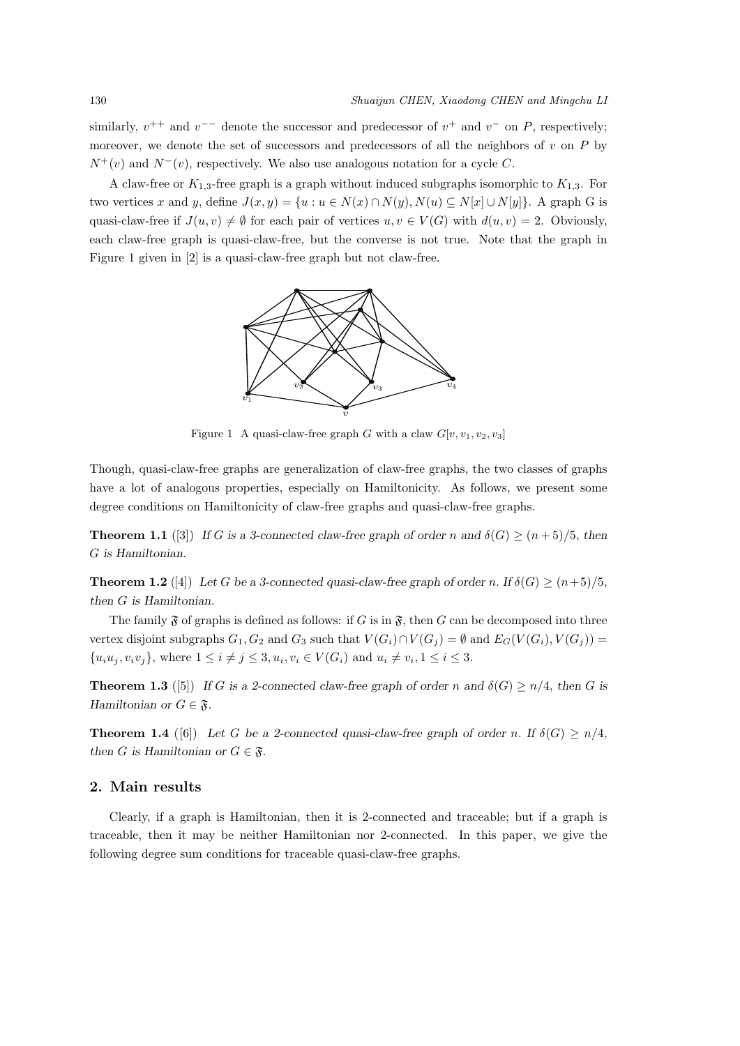similarly, $v^{++}$ and $v^{--}$ denote the successor and predecessor of $v^+$ and $v^-$ on $P$, respectively; moreover, we denote the set of successors and predecessors of all the neighbors of $v$ on $P$ by $N^+(v)$ and $N^-(v)$, respectively. We also use analogous notation for a cycle $C$.

A claw-free or $K_{1,3}$-free graph is a graph without induced subgraphs isomorphic to $K_{1,3}$. For two vertices $x$ and $y$, define $J(x,y) = \{u : u \in N(x) \cap N(y), N(u) \subseteq N[x] \cup N[y]\}$. A graph G is quasi-claw-free if $J(u,v) \neq \emptyset$ for each pair of vertices $u, v \in V(G)$ with $d(u,v) = 2$. Obviously, each claw-free graph is quasi-claw-free, but the converse is not true. Note that the graph in Figure 1 given in [2] is a quasi-claw-free graph but not claw-free.

Figure 1 A quasi-claw-free graph $G$ with a claw $G[v, v_1, v_2, v_3]$

Though, quasi-claw-free graphs are generalization of claw-free graphs, the two classes of graphs have a lot of analogous properties, especially on Hamiltonicity. As follows, we present some degree conditions on Hamiltonicity of claw-free graphs and quasi-claw-free graphs.

**Theorem 1.1** ([3]) *If $G$ is a 3-connected claw-free graph of order $n$ and $\delta(G) \geq (n+5)/5$, then $G$ is Hamiltonian.*

**Theorem 1.2** ([4]) *Let $G$ be a 3-connected quasi-claw-free graph of order $n$. If $\delta(G) \geq (n+5)/5$, then $G$ is Hamiltonian.*

The family $\mathfrak{F}$ of graphs is defined as follows: if $G$ is in $\mathfrak{F}$, then $G$ can be decomposed into three vertex disjoint subgraphs $G_1, G_2$ and $G_3$ such that $V(G_i) \cap V(G_j) = \emptyset$ and $E_G(V(G_i), V(G_j)) = \{u_iu_j, v_iv_j\}$, where $1 \leq i \neq j \leq 3, u_i, v_i \in V(G_i)$ and $u_i \neq v_i, 1 \leq i \leq 3$.

**Theorem 1.3** ([5]) *If $G$ is a 2-connected claw-free graph of order $n$ and $\delta(G) \geq n/4$, then $G$ is Hamiltonian or $G \in \mathfrak{F}$.*

**Theorem 1.4** ([6]) *Let $G$ be a 2-connected quasi-claw-free graph of order $n$. If $\delta(G) \geq n/4$, then $G$ is Hamiltonian or $G \in \mathfrak{F}$.*

## 2. Main results

Clearly, if a graph is Hamiltonian, then it is 2-connected and traceable; but if a graph is traceable, then it may be neither Hamiltonian nor 2-connected. In this paper, we give the following degree sum conditions for traceable quasi-claw-free graphs.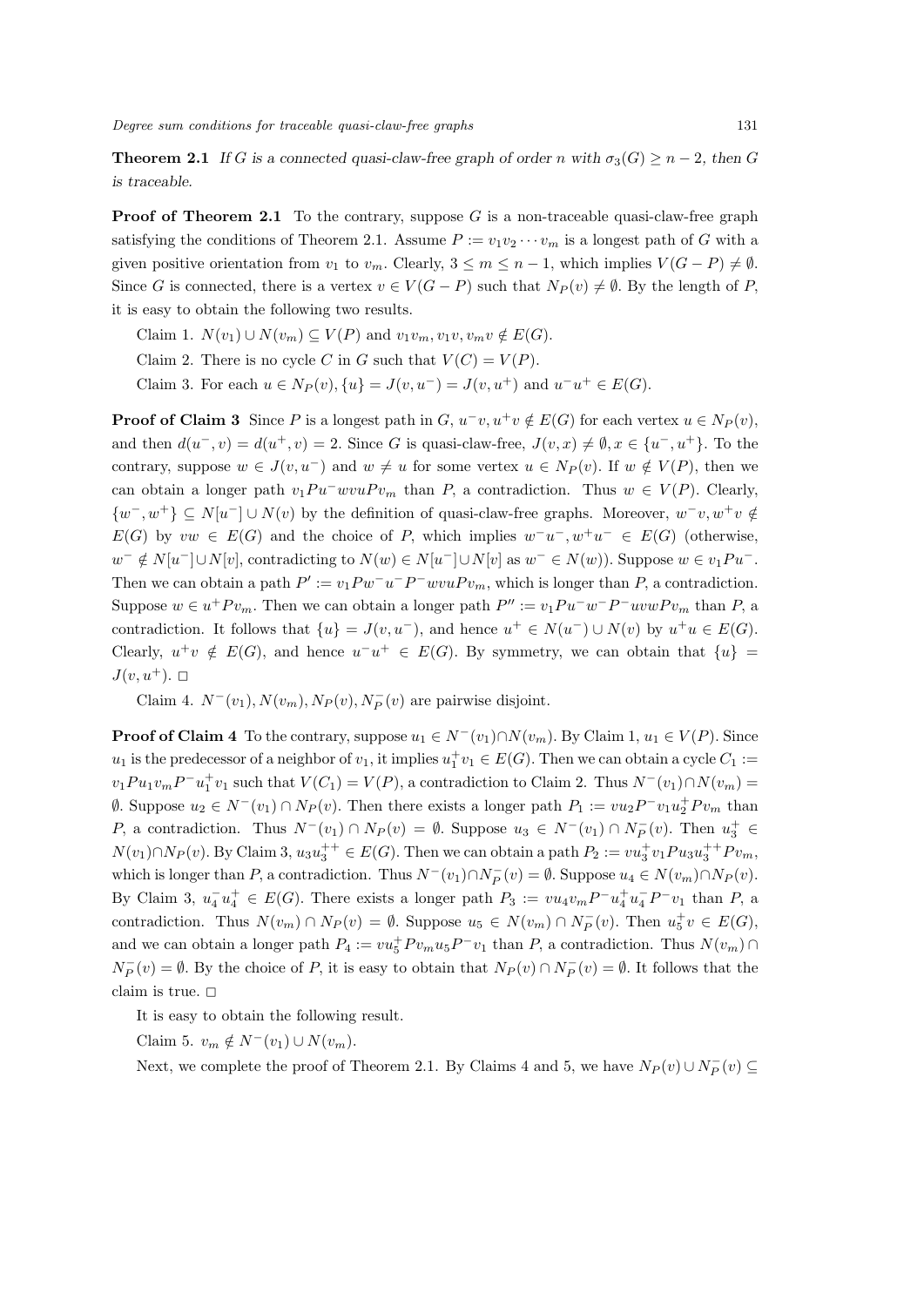**Theorem 2.1** *If $G$ is a connected quasi-claw-free graph of order $n$ with $\sigma_3(G) \geq n-2$, then $G$ is traceable.*

**Proof of Theorem 2.1** To the contrary, suppose $G$ is a non-traceable quasi-claw-free graph satisfying the conditions of Theorem 2.1. Assume $P := v_1v_2\cdots v_m$ is a longest path of $G$ with a given positive orientation from $v_1$ to $v_m$. Clearly, $3 \leq m \leq n-1$, which implies $V(G-P) \neq \emptyset$. Since $G$ is connected, there is a vertex $v \in V(G-P)$ such that $N_P(v) \neq \emptyset$. By the length of $P$, it is easy to obtain the following two results.

Claim 1. $N(v_1) \cup N(v_m) \subseteq V(P)$ and $v_1v_m, v_1v, v_mv \notin E(G)$.

Claim 2. There is no cycle $C$ in $G$ such that $V(C) = V(P)$.

Claim 3. For each $u \in N_P(v), \{u\} = J(v, u^-) = J(v, u^+)$ and $u^-u^+ \in E(G)$.

**Proof of Claim 3** Since $P$ is a longest path in $G$, $u^-v, u^+v \notin E(G)$ for each vertex $u \in N_P(v)$, and then $d(u^-, v) = d(u^+, v) = 2$. Since $G$ is quasi-claw-free, $J(v, x) \neq \emptyset, x \in \{u^-, u^+\}$. To the contrary, suppose $w \in J(v, u^-)$ and $w \neq u$ for some vertex $u \in N_P(v)$. If $w \notin V(P)$, then we can obtain a longer path $v_1Pu^-wvuPv_m$ than $P$, a contradiction. Thus $w \in V(P)$. Clearly, $\{w^-, w^+\} \subseteq N[u^-] \cup N(v)$ by the definition of quasi-claw-free graphs. Moreover, $w^-v, w^+v \notin E(G)$ by $vw \in E(G)$ and the choice of $P$, which implies $w^-u^-, w^+u^- \in E(G)$ (otherwise, $w^- \notin N[u^-] \cup N[v]$, contradicting to $N(w) \in N[u^-] \cup N[v]$ as $w^- \in N(w)$). Suppose $w \in v_1Pu^-$. Then we can obtain a path $P' := v_1Pw^-u^-P^-wvuPv_m$, which is longer than $P$, a contradiction. Suppose $w \in u^+Pv_m$. Then we can obtain a longer path $P'' := v_1Pu^-w^-P^-uvwPv_m$ than $P$, a contradiction. It follows that $\{u\} = J(v, u^-)$, and hence $u^+ \in N(u^-) \cup N(v)$ by $u^+u \in E(G)$. Clearly, $u^+v \notin E(G)$, and hence $u^-u^+ \in E(G)$. By symmetry, we can obtain that $\{u\} = J(v, u^+)$. $\square$

Claim 4. $N^-(v_1), N(v_m), N_P(v), N_P^-(v)$ are pairwise disjoint.

**Proof of Claim 4** To the contrary, suppose $u_1 \in N^-(v_1) \cap N(v_m)$. By Claim 1, $u_1 \in V(P)$. Since $u_1$ is the predecessor of a neighbor of $v_1$, it implies $u_1^+v_1 \in E(G)$. Then we can obtain a cycle $C_1 := v_1Pu_1v_mP^-u_1^+v_1$ such that $V(C_1) = V(P)$, a contradiction to Claim 2. Thus $N^-(v_1) \cap N(v_m) = \emptyset$. Suppose $u_2 \in N^-(v_1) \cap N_P(v)$. Then there exists a longer path $P_1 := vu_2P^-v_1u_2^+Pv_m$ than $P$, a contradiction. Thus $N^-(v_1) \cap N_P(v) = \emptyset$. Suppose $u_3 \in N^-(v_1) \cap N_P^-(v)$. Then $u_3^+ \in N(v_1) \cap N_P(v)$. By Claim 3, $u_3u_3^{++} \in E(G)$. Then we can obtain a path $P_2 := vu_3^+v_1Pu_3u_3^{++}Pv_m$, which is longer than $P$, a contradiction. Thus $N^-(v_1) \cap N_P^-(v) = \emptyset$. Suppose $u_4 \in N(v_m) \cap N_P(v)$. By Claim 3, $u_4^-u_4^+ \in E(G)$. There exists a longer path $P_3 := vu_4v_mP^-u_4^+u_4^-P^-v_1$ than $P$, a contradiction. Thus $N(v_m) \cap N_P(v) = \emptyset$. Suppose $u_5 \in N(v_m) \cap N_P^-(v)$. Then $u_5^+v \in E(G)$, and we can obtain a longer path $P_4 := vu_5^+Pv_mu_5P^-v_1$ than $P$, a contradiction. Thus $N(v_m) \cap N_P^-(v) = \emptyset$. By the choice of $P$, it is easy to obtain that $N_P(v) \cap N_P^-(v) = \emptyset$. It follows that the claim is true. $\square$

It is easy to obtain the following result.

Claim 5. $v_m \notin N^-(v_1) \cup N(v_m)$.

Next, we complete the proof of Theorem 2.1. By Claims 4 and 5, we have $N_P(v) \cup N_P^-(v) \subseteq$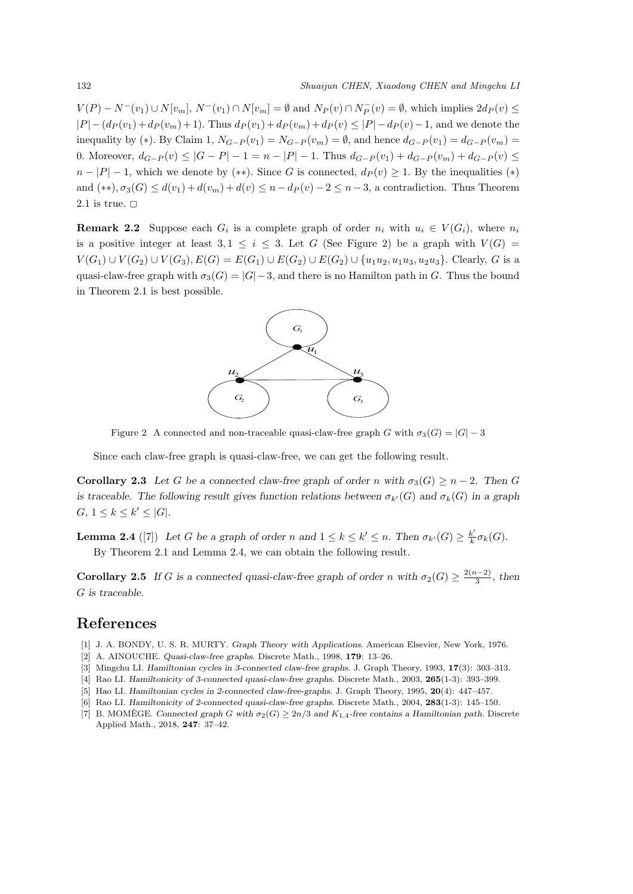$V(P) - N^-(v_1) \cup N[v_m]$, $N^-(v_1) \cap N[v_m] = \emptyset$ and $N_P(v) \cap N_P^-(v) = \emptyset$, which implies $2d_P(v) \le |P| - (d_P(v_1) + d_P(v_m) + 1)$. Thus $d_P(v_1) + d_P(v_m) + d_P(v) \le |P| - d_P(v) - 1$, and we denote the inequality by $(*)$. By Claim 1, $N_{G-P}(v_1) = N_{G-P}(v_m) = \emptyset$, and hence $d_{G-P}(v_1) = d_{G-P}(v_m) = 0$. Moreover, $d_{G-P}(v) \le |G - P| - 1 = n - |P| - 1$. Thus $d_{G-P}(v_1) + d_{G-P}(v_m) + d_{G-P}(v) \le n - |P| - 1$, which we denote by $(**)$. Since $G$ is connected, $d_P(v) \ge 1$. By the inequalities $(*)$ and $(**)$, $\sigma_3(G) \le d(v_1) + d(v_m) + d(v) \le n - d_P(v) - 2 \le n - 3$, a contradiction. Thus Theorem 2.1 is true. $\square$

**Remark 2.2** Suppose each $G_i$ is a complete graph of order $n_i$ with $u_i \in V(G_i)$, where $n_i$ is a positive integer at least $3, 1 \le i \le 3$. Let $G$ (See Figure 2) be a graph with $V(G) = V(G_1) \cup V(G_2) \cup V(G_3), E(G) = E(G_1) \cup E(G_2) \cup E(G_2) \cup \{u_1u_2, u_1u_3, u_2u_3\}$. Clearly, $G$ is a quasi-claw-free graph with $\sigma_3(G) = |G| - 3$, and there is no Hamilton path in $G$. Thus the bound in Theorem 2.1 is best possible.

$G_1$
$u_1$
$u_2$
$u_3$
$G_2$
$G_3$

Figure 2 A connected and non-traceable quasi-claw-free graph $G$ with $\sigma_3(G) = |G| - 3$

Since each claw-free graph is quasi-claw-free, we can get the following result.

**Corollary 2.3** *Let $G$ be a connected claw-free graph of order $n$ with $\sigma_3(G) \ge n - 2$. Then $G$ is traceable. The following result gives function relations between $\sigma_{k'}(G)$ and $\sigma_k(G)$ in a graph $G$, $1 \le k \le k' \le |G|$.*

**Lemma 2.4** ([7]) *Let $G$ be a graph of order $n$ and $1 \le k \le k' \le n$. Then $\sigma_{k'}(G) \ge \frac{k'}{k}\sigma_k(G)$.*

By Theorem 2.1 and Lemma 2.4, we can obtain the following result.

**Corollary 2.5** *If $G$ is a connected quasi-claw-free graph of order $n$ with $\sigma_2(G) \ge \frac{2(n-2)}{3}$, then $G$ is traceable.*

## References

[1] J. A. BONDY, U. S. R. MURTY. *Graph Theory with Applications*. American Elsevier, New York, 1976.

[2] A. AINOUCHE. *Quasi-claw-free graphs*. Discrete Math., 1998, **179**: 13–26.

[3] Mingchu LI. *Hamiltonian cycles in 3-connected claw-free graphs*. J. Graph Theory, 1993, **17**(3): 303–313.

[4] Rao LI. *Hamiltonicity of 3-connected quasi-claw-free graphs*. Discrete Math., 2003, **265**(1-3): 393–399.

[5] Hao LI. *Hamiltonian cycles in 2-connected claw-free-graphs*. J. Graph Theory, 1995, **20**(4): 447–457.

[6] Rao LI. *Hamiltonicity of 2-connected quasi-claw-free graphs*. Discrete Math., 2004, **283**(1-3): 145–150.

[7] B. MOMÈGE. *Connected graph G with $\sigma_2(G) \ge 2n/3$ and $K_{1,4}$-free contains a Hamiltonian path*. Discrete Applied Math., 2018, **247**: 37–42.